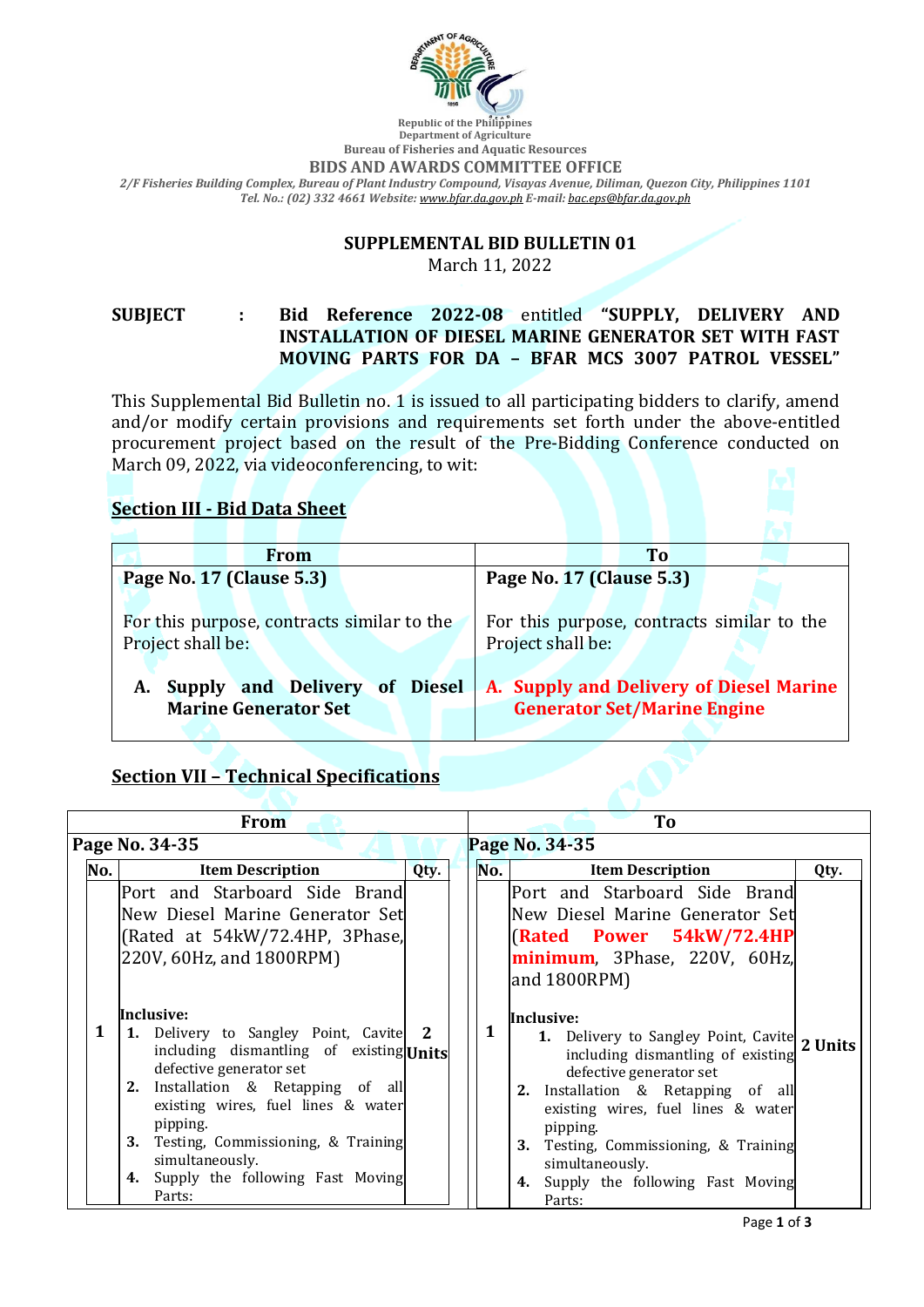Republic of the Philippines
Department of Agriculture
Bureau of Fisheries and Aquatic Resources
**BIDS AND AWARDS COMMITTEE OFFICE**
*2/F Fisheries Building Complex, Bureau of Plant Industry Compound, Visayas Avenue, Diliman, Quezon City, Philippines 1101*
*Tel. No.: (02) 332 4661 Website: www.bfar.da.gov.ph E-mail: bac.eps@bfar.da.gov.ph*

## SUPPLEMENTAL BID BULLETIN 01

March 11, 2022

**SUBJECT** : **Bid Reference 2022-08** entitled **"SUPPLY, DELIVERY AND INSTALLATION OF DIESEL MARINE GENERATOR SET WITH FAST MOVING PARTS FOR DA – BFAR MCS 3007 PATROL VESSEL"**

This Supplemental Bid Bulletin no. 1 is issued to all participating bidders to clarify, amend and/or modify certain provisions and requirements set forth under the above-entitled procurement project based on the result of the Pre-Bidding Conference conducted on March 09, 2022, via videoconferencing, to wit:

### Section III - Bid Data Sheet

| From | To |
|---|---|
| **Page No. 17 (Clause 5.3)**<br><br>For this purpose, contracts similar to the Project shall be:<br><br>**A. Supply and Delivery of Diesel Marine Generator Set** | **Page No. 17 (Clause 5.3)**<br><br>For this purpose, contracts similar to the Project shall be:<br><br>**A. Supply and Delivery of Diesel Marine Generator Set/Marine Engine** |

### Section VII – Technical Specifications

**From** – Page No. 34-35

| No. | Item Description | Qty. |
|---|---|---|
| 1 | Port and Starboard Side Brand New Diesel Marine Generator Set (Rated at 54kW/72.4HP, 3Phase, 220V, 60Hz, and 1800RPM)<br><br>**Inclusive:**<br>**1.** Delivery to Sangley Point, Cavite including dismantling of existing defective generator set<br>**2.** Installation & Retapping of all existing wires, fuel lines & water pipping.<br>**3.** Testing, Commissioning, & Training simultaneously.<br>**4.** Supply the following Fast Moving Parts: | **2 Units** |

**To** – Page No. 34-35

| No. | Item Description | Qty. |
|---|---|---|
| 1 | Port and Starboard Side Brand New Diesel Marine Generator Set (**Rated Power 54kW/72.4HP minimum**, 3Phase, 220V, 60Hz, and 1800RPM)<br><br>**Inclusive:**<br>**1.** Delivery to Sangley Point, Cavite including dismantling of existing defective generator set<br>**2.** Installation & Retapping of all existing wires, fuel lines & water pipping.<br>**3.** Testing, Commissioning, & Training simultaneously.<br>**4.** Supply the following Fast Moving Parts: | **2 Units** |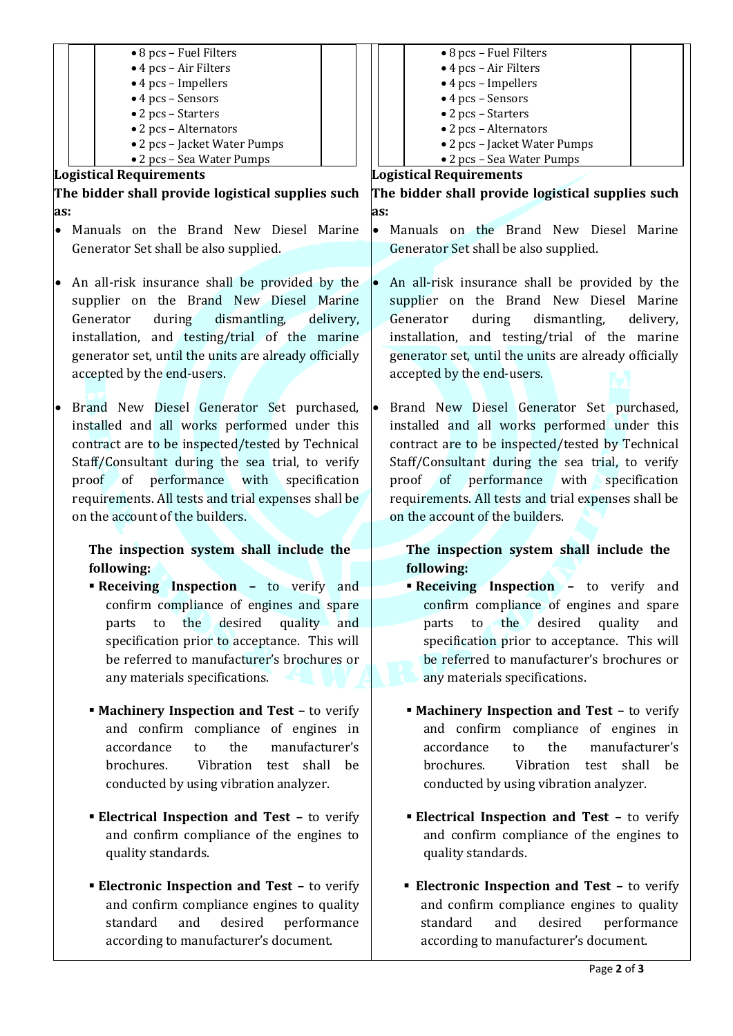- 8 pcs – Fuel Filters
- 4 pcs – Air Filters
- 4 pcs – Impellers
- 4 pcs – Sensors
- 2 pcs – Starters
- 2 pcs – Alternators
- 2 pcs – Jacket Water Pumps
- 2 pcs – Sea Water Pumps

**Logistical Requirements**

**The bidder shall provide logistical supplies such as:**

- Manuals on the Brand New Diesel Marine Generator Set shall be also supplied.
- An all-risk insurance shall be provided by the supplier on the Brand New Diesel Marine Generator during dismantling, delivery, installation, and testing/trial of the marine generator set, until the units are already officially accepted by the end-users.
- Brand New Diesel Generator Set purchased, installed and all works performed under this contract are to be inspected/tested by Technical Staff/Consultant during the sea trial, to verify proof of performance with specification requirements. All tests and trial expenses shall be on the account of the builders.

  **The inspection system shall include the following:**

  - **Receiving Inspection –** to verify and confirm compliance of engines and spare parts to the desired quality and specification prior to acceptance. This will be referred to manufacturer's brochures or any materials specifications.
  - **Machinery Inspection and Test –** to verify and confirm compliance of engines in accordance to the manufacturer's brochures. Vibration test shall be conducted by using vibration analyzer.
  - **Electrical Inspection and Test –** to verify and confirm compliance of the engines to quality standards.
  - **Electronic Inspection and Test –** to verify and confirm compliance engines to quality standard and desired performance according to manufacturer's document.

---

- 8 pcs – Fuel Filters
- 4 pcs – Air Filters
- 4 pcs – Impellers
- 4 pcs – Sensors
- 2 pcs – Starters
- 2 pcs – Alternators
- 2 pcs – Jacket Water Pumps
- 2 pcs – Sea Water Pumps

**Logistical Requirements**

**The bidder shall provide logistical supplies such as:**

- Manuals on the Brand New Diesel Marine Generator Set shall be also supplied.
- An all-risk insurance shall be provided by the supplier on the Brand New Diesel Marine Generator during dismantling, delivery, installation, and testing/trial of the marine generator set, until the units are already officially accepted by the end-users.
- Brand New Diesel Generator Set purchased, installed and all works performed under this contract are to be inspected/tested by Technical Staff/Consultant during the sea trial, to verify proof of performance with specification requirements. All tests and trial expenses shall be on the account of the builders.

  **The inspection system shall include the following:**

  - **Receiving Inspection –** to verify and confirm compliance of engines and spare parts to the desired quality and specification prior to acceptance. This will be referred to manufacturer's brochures or any materials specifications.
  - **Machinery Inspection and Test –** to verify and confirm compliance of engines in accordance to the manufacturer's brochures. Vibration test shall be conducted by using vibration analyzer.
  - **Electrical Inspection and Test –** to verify and confirm compliance of the engines to quality standards.
  - **Electronic Inspection and Test –** to verify and confirm compliance engines to quality standard and desired performance according to manufacturer's document.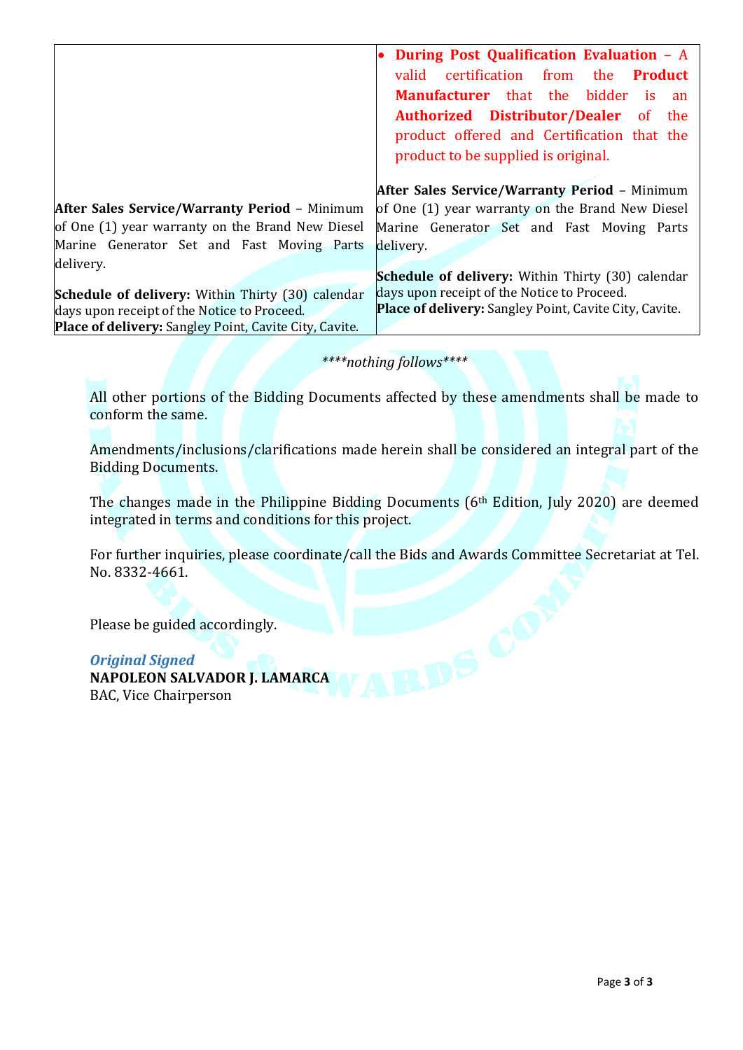| | |
|---|---|
| | • **During Post Qualification Evaluation** – A valid certification from the **Product Manufacturer** that the bidder is an **Authorized Distributor/Dealer** of the product offered and Certification that the product to be supplied is original. |
| **After Sales Service/Warranty Period** – Minimum of One (1) year warranty on the Brand New Diesel Marine Generator Set and Fast Moving Parts delivery.<br><br>**Schedule of delivery:** Within Thirty (30) calendar days upon receipt of the Notice to Proceed.<br>**Place of delivery:** Sangley Point, Cavite City, Cavite. | **After Sales Service/Warranty Period** – Minimum of One (1) year warranty on the Brand New Diesel Marine Generator Set and Fast Moving Parts delivery.<br><br>**Schedule of delivery:** Within Thirty (30) calendar days upon receipt of the Notice to Proceed.<br>**Place of delivery:** Sangley Point, Cavite City, Cavite. |

*\*\*\*\*nothing follows\*\*\*\**

All other portions of the Bidding Documents affected by these amendments shall be made to conform the same.

Amendments/inclusions/clarifications made herein shall be considered an integral part of the Bidding Documents.

The changes made in the Philippine Bidding Documents (6th Edition, July 2020) are deemed integrated in terms and conditions for this project.

For further inquiries, please coordinate/call the Bids and Awards Committee Secretariat at Tel. No. 8332-4661.

Please be guided accordingly.

***Original Signed***
**NAPOLEON SALVADOR J. LAMARCA**
BAC, Vice Chairperson